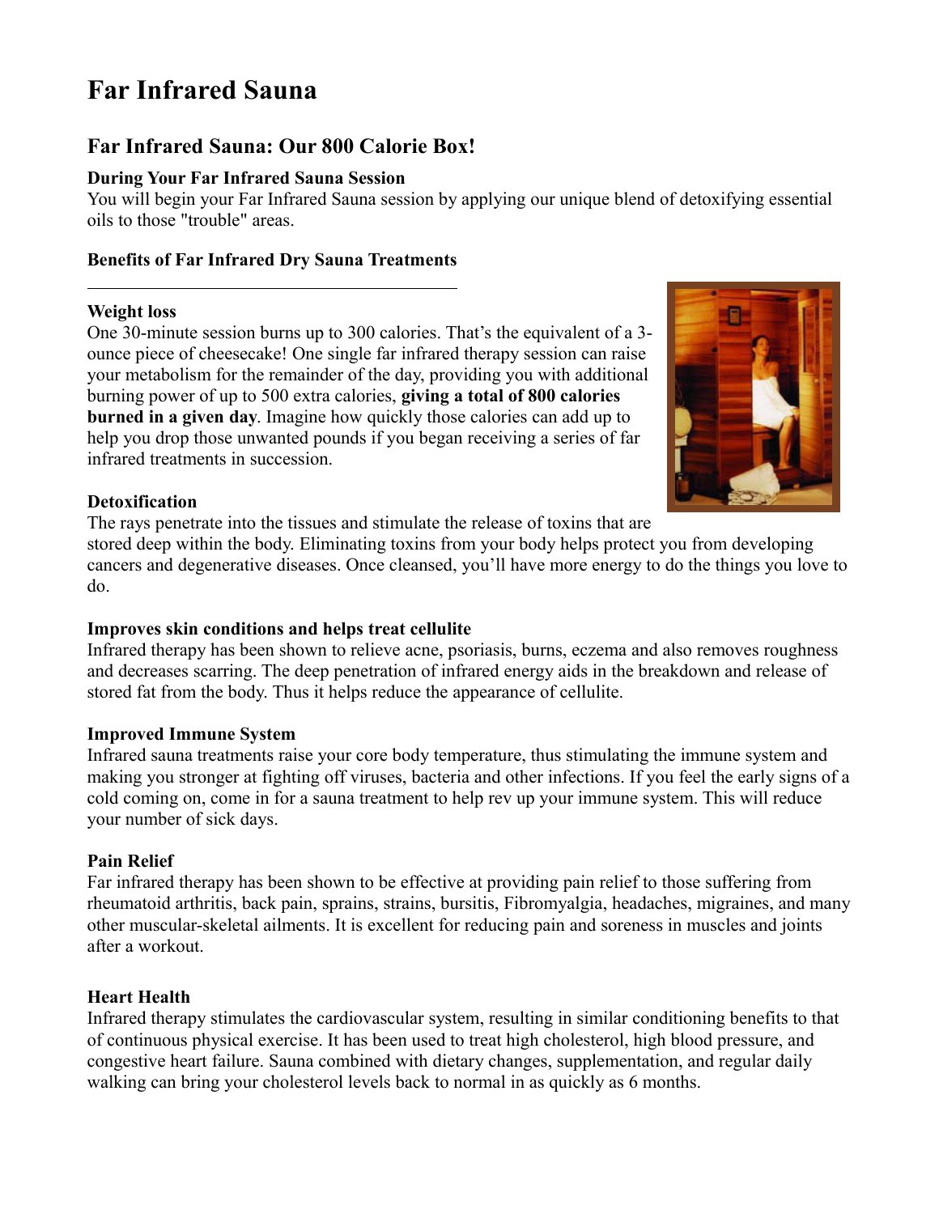# Far Infrared Sauna

## Far Infrared Sauna: Our 800 Calorie Box!

### During Your Far Infrared Sauna Session

You will begin your Far Infrared Sauna session by applying our unique blend of detoxifying essential oils to those "trouble" areas.

### Benefits of Far Infrared Dry Sauna Treatments

---

**Weight loss**

One 30-minute session burns up to 300 calories. That's the equivalent of a 3-ounce piece of cheesecake! One single far infrared therapy session can raise your metabolism for the remainder of the day, providing you with additional burning power of up to 500 extra calories, **giving a total of 800 calories burned in a given day**. Imagine how quickly those calories can add up to help you drop those unwanted pounds if you began receiving a series of far infrared treatments in succession.

**Detoxification**

The rays penetrate into the tissues and stimulate the release of toxins that are stored deep within the body. Eliminating toxins from your body helps protect you from developing cancers and degenerative diseases. Once cleansed, you'll have more energy to do the things you love to do.

**Improves skin conditions and helps treat cellulite**

Infrared therapy has been shown to relieve acne, psoriasis, burns, eczema and also removes roughness and decreases scarring. The deep penetration of infrared energy aids in the breakdown and release of stored fat from the body. Thus it helps reduce the appearance of cellulite.

**Improved Immune System**

Infrared sauna treatments raise your core body temperature, thus stimulating the immune system and making you stronger at fighting off viruses, bacteria and other infections. If you feel the early signs of a cold coming on, come in for a sauna treatment to help rev up your immune system. This will reduce your number of sick days.

**Pain Relief**

Far infrared therapy has been shown to be effective at providing pain relief to those suffering from rheumatoid arthritis, back pain, sprains, strains, bursitis, Fibromyalgia, headaches, migraines, and many other muscular-skeletal ailments. It is excellent for reducing pain and soreness in muscles and joints after a workout.

**Heart Health**

Infrared therapy stimulates the cardiovascular system, resulting in similar conditioning benefits to that of continuous physical exercise. It has been used to treat high cholesterol, high blood pressure, and congestive heart failure. Sauna combined with dietary changes, supplementation, and regular daily walking can bring your cholesterol levels back to normal in as quickly as 6 months.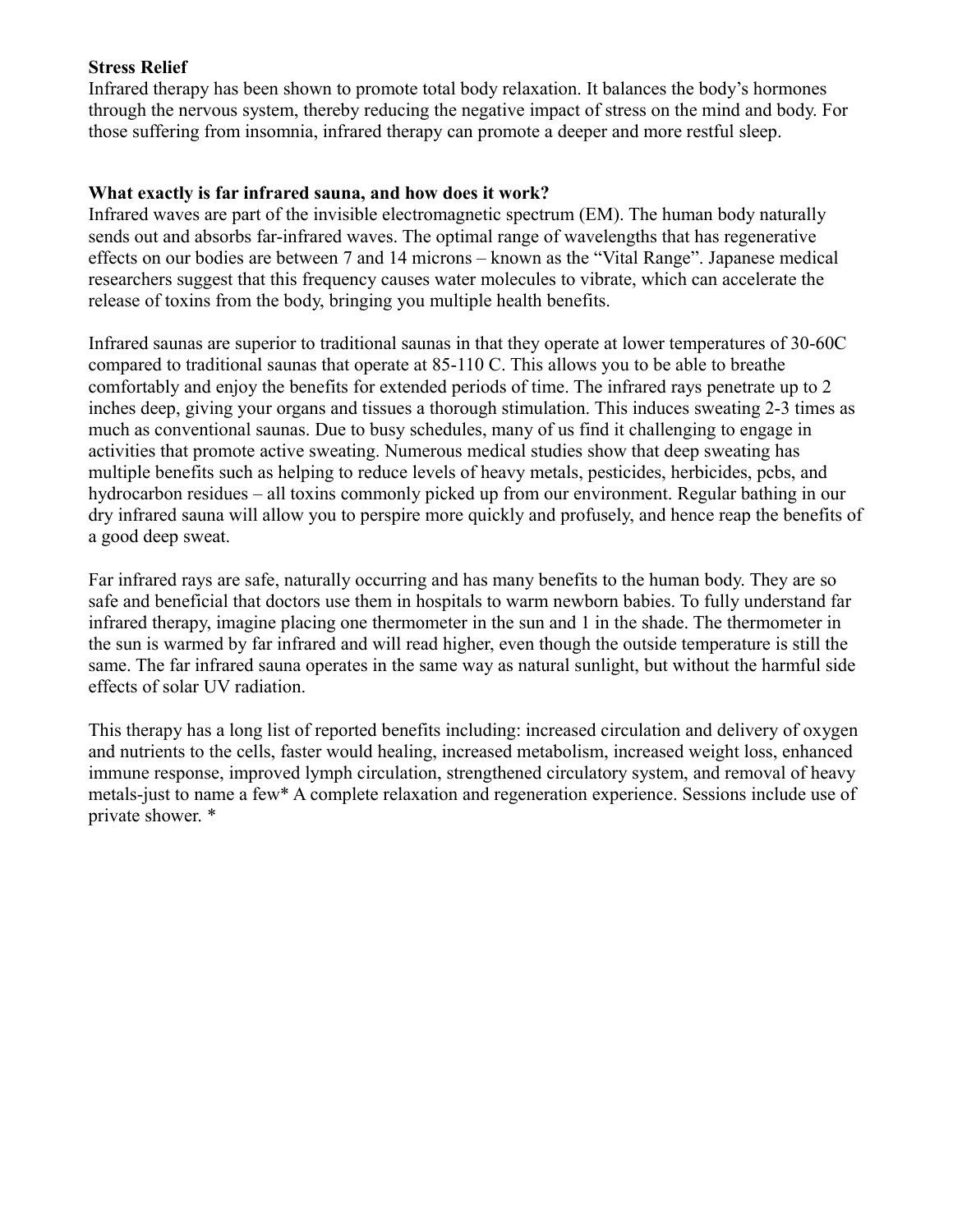**Stress Relief**

Infrared therapy has been shown to promote total body relaxation. It balances the body's hormones through the nervous system, thereby reducing the negative impact of stress on the mind and body. For those suffering from insomnia, infrared therapy can promote a deeper and more restful sleep.

**What exactly is far infrared sauna, and how does it work?**

Infrared waves are part of the invisible electromagnetic spectrum (EM). The human body naturally sends out and absorbs far-infrared waves. The optimal range of wavelengths that has regenerative effects on our bodies are between 7 and 14 microns – known as the "Vital Range". Japanese medical researchers suggest that this frequency causes water molecules to vibrate, which can accelerate the release of toxins from the body, bringing you multiple health benefits.

Infrared saunas are superior to traditional saunas in that they operate at lower temperatures of 30-60C compared to traditional saunas that operate at 85-110 C. This allows you to be able to breathe comfortably and enjoy the benefits for extended periods of time. The infrared rays penetrate up to 2 inches deep, giving your organs and tissues a thorough stimulation. This induces sweating 2-3 times as much as conventional saunas. Due to busy schedules, many of us find it challenging to engage in activities that promote active sweating. Numerous medical studies show that deep sweating has multiple benefits such as helping to reduce levels of heavy metals, pesticides, herbicides, pcbs, and hydrocarbon residues – all toxins commonly picked up from our environment. Regular bathing in our dry infrared sauna will allow you to perspire more quickly and profusely, and hence reap the benefits of a good deep sweat.

Far infrared rays are safe, naturally occurring and has many benefits to the human body. They are so safe and beneficial that doctors use them in hospitals to warm newborn babies. To fully understand far infrared therapy, imagine placing one thermometer in the sun and 1 in the shade. The thermometer in the sun is warmed by far infrared and will read higher, even though the outside temperature is still the same. The far infrared sauna operates in the same way as natural sunlight, but without the harmful side effects of solar UV radiation.

This therapy has a long list of reported benefits including: increased circulation and delivery of oxygen and nutrients to the cells, faster would healing, increased metabolism, increased weight loss, enhanced immune response, improved lymph circulation, strengthened circulatory system, and removal of heavy metals-just to name a few* A complete relaxation and regeneration experience. Sessions include use of private shower. *